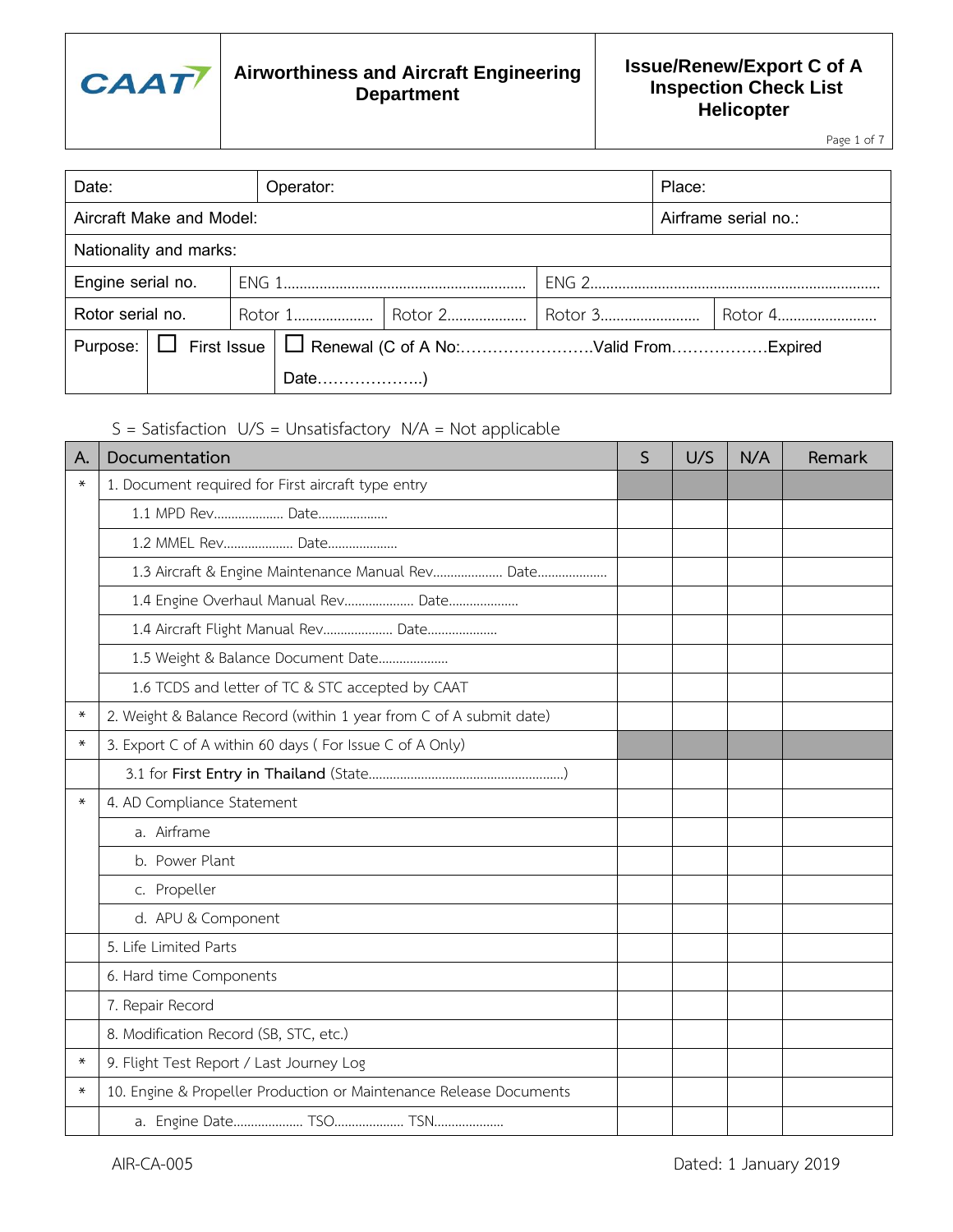CAAT

**Airworthiness and Aircraft Engineering Department**

**Issue/Renew/Export C of A Inspection Check List Helicopter**

| Date: | | Operator: | | | Place: |
|---|---|---|---|---|---|
| Aircraft Make and Model: | | | | | Airframe serial no.: |
| Nationality and marks: | | | | | |
| Engine serial no. | ENG 1.............................................................. | | ENG 2......................................................................... | | |
| Rotor serial no. | Rotor 1.................... | Rotor 2.................... | Rotor 3......................... | Rotor 4......................... | |
| Purpose: | ☐ First Issue | ☐ Renewal (C of A No:…………………….Valid From………………Expired Date………………..) | | | |

S = Satisfaction U/S = Unsatisfactory N/A = Not applicable

| A. | Documentation | S | U/S | N/A | Remark |
|---|---|---|---|---|---|
| * | 1. Document required for First aircraft type entry | | | | |
| | 1.1 MPD Rev.................... Date.................... | | | | |
| | 1.2 MMEL Rev.................... Date.................... | | | | |
| | 1.3 Aircraft & Engine Maintenance Manual Rev.................... Date.................... | | | | |
| | 1.4 Engine Overhaul Manual Rev.................... Date.................... | | | | |
| | 1.4 Aircraft Flight Manual Rev.................... Date.................... | | | | |
| | 1.5 Weight & Balance Document Date.................... | | | | |
| | 1.6 TCDS and letter of TC & STC accepted by CAAT | | | | |
| * | 2. Weight & Balance Record (within 1 year from C of A submit date) | | | | |
| * | 3. Export C of A within 60 days ( For Issue C of A Only) | | | | |
| | 3.1 for **First Entry in Thailand** (State........................................................) | | | | |
| * | 4. AD Compliance Statement | | | | |
| | a. Airframe | | | | |
| | b. Power Plant | | | | |
| | c. Propeller | | | | |
| | d. APU & Component | | | | |
| | 5. Life Limited Parts | | | | |
| | 6. Hard time Components | | | | |
| | 7. Repair Record | | | | |
| | 8. Modification Record (SB, STC, etc.) | | | | |
| * | 9. Flight Test Report / Last Journey Log | | | | |
| * | 10. Engine & Propeller Production or Maintenance Release Documents | | | | |
| | a. Engine Date.................... TSO.................... TSN.................... | | | | |

AIR-CA-005

Dated: 1 January 2019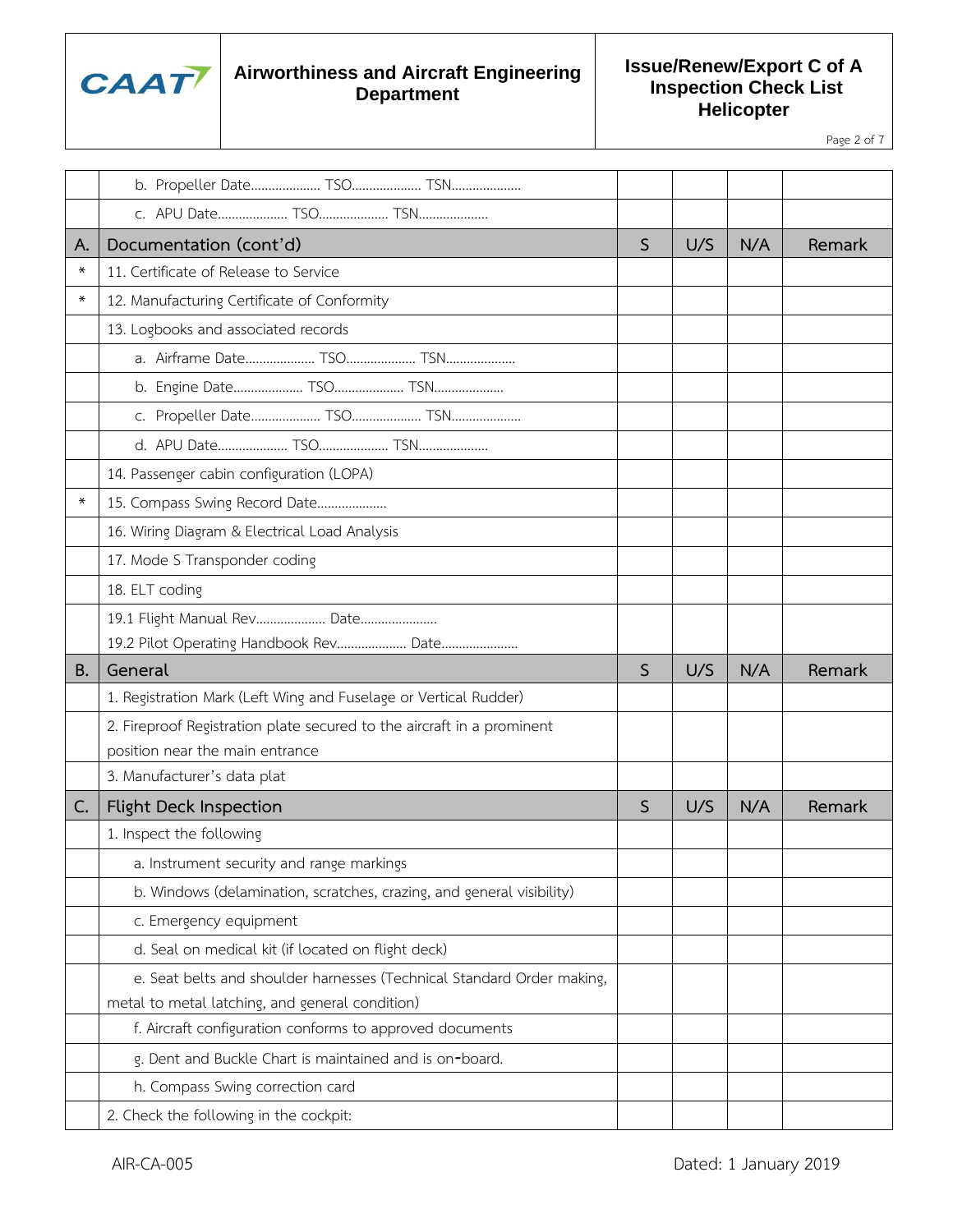| | | | | | |
|---|---|---|---|---|---|
| | b. Propeller Date.................... TSO.................... TSN.................... | | | | |
| | c. APU Date.................... TSO.................... TSN.................... | | | | |
| **A.** | **Documentation (cont'd)** | **S** | **U/S** | **N/A** | **Remark** |
| * | 11. Certificate of Release to Service | | | | |
| * | 12. Manufacturing Certificate of Conformity | | | | |
| | 13. Logbooks and associated records | | | | |
| | a. Airframe Date.................... TSO.................... TSN.................... | | | | |
| | b. Engine Date.................... TSO.................... TSN.................... | | | | |
| | c. Propeller Date.................... TSO.................... TSN.................... | | | | |
| | d. APU Date.................... TSO.................... TSN.................... | | | | |
| | 14. Passenger cabin configuration (LOPA) | | | | |
| * | 15. Compass Swing Record Date.................... | | | | |
| | 16. Wiring Diagram & Electrical Load Analysis | | | | |
| | 17. Mode S Transponder coding | | | | |
| | 18. ELT coding | | | | |
| | 19.1 Flight Manual Rev.................... Date......................<br>19.2 Pilot Operating Handbook Rev.................... Date...................... | | | | |
| **B.** | **General** | **S** | **U/S** | **N/A** | **Remark** |
| | 1. Registration Mark (Left Wing and Fuselage or Vertical Rudder) | | | | |
| | 2. Fireproof Registration plate secured to the aircraft in a prominent position near the main entrance | | | | |
| | 3. Manufacturer's data plat | | | | |
| **C.** | **Flight Deck Inspection** | **S** | **U/S** | **N/A** | **Remark** |
| | 1. Inspect the following | | | | |
| | a. Instrument security and range markings | | | | |
| | b. Windows (delamination, scratches, crazing, and general visibility) | | | | |
| | c. Emergency equipment | | | | |
| | d. Seal on medical kit (if located on flight deck) | | | | |
| | e. Seat belts and shoulder harnesses (Technical Standard Order making, metal to metal latching, and general condition) | | | | |
| | f. Aircraft configuration conforms to approved documents | | | | |
| | g. Dent and Buckle Chart is maintained and is on-board. | | | | |
| | h. Compass Swing correction card | | | | |
| | 2. Check the following in the cockpit: | | | | |

AIR-CA-005 Dated: 1 January 2019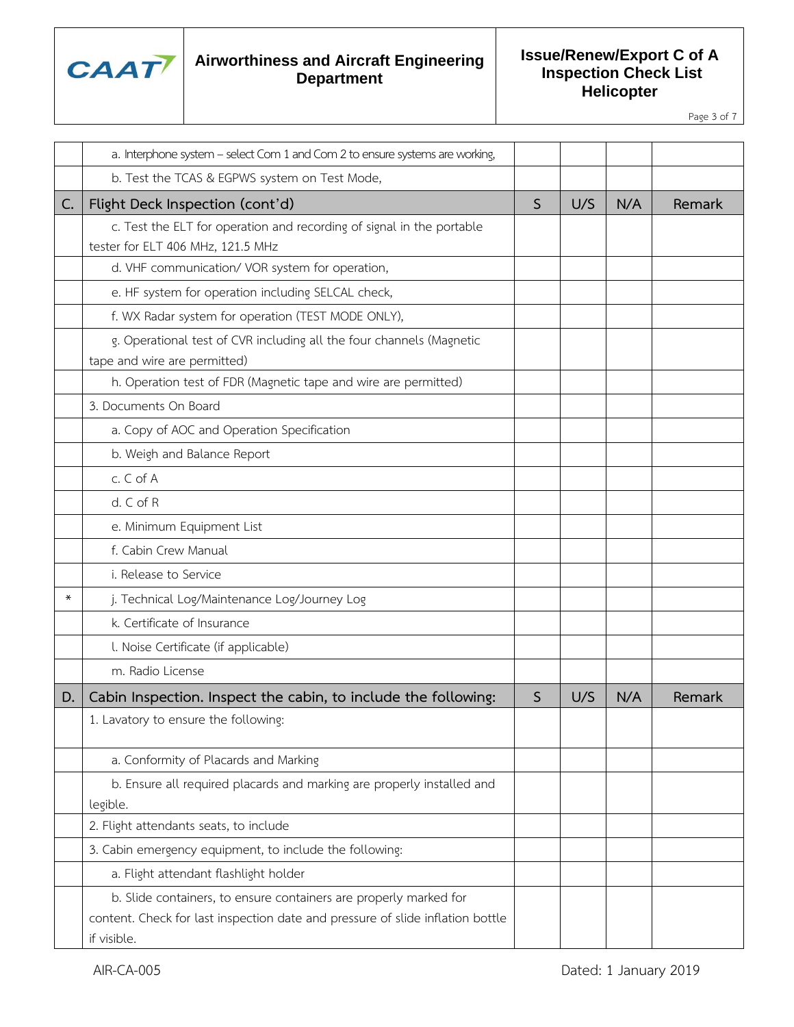| | | | | | |
|---|---|---|---|---|---|
| | a. Interphone system – select Com 1 and Com 2 to ensure systems are working, | | | | |
| | b. Test the TCAS & EGPWS system on Test Mode, | | | | |
| **C.** | **Flight Deck Inspection (cont'd)** | **S** | **U/S** | **N/A** | **Remark** |
| | c. Test the ELT for operation and recording of signal in the portable tester for ELT 406 MHz, 121.5 MHz | | | | |
| | d. VHF communication/ VOR system for operation, | | | | |
| | e. HF system for operation including SELCAL check, | | | | |
| | f. WX Radar system for operation (TEST MODE ONLY), | | | | |
| | g. Operational test of CVR including all the four channels (Magnetic tape and wire are permitted) | | | | |
| | h. Operation test of FDR (Magnetic tape and wire are permitted) | | | | |
| | 3. Documents On Board | | | | |
| | a. Copy of AOC and Operation Specification | | | | |
| | b. Weigh and Balance Report | | | | |
| | c. C of A | | | | |
| | d. C of R | | | | |
| | e. Minimum Equipment List | | | | |
| | f. Cabin Crew Manual | | | | |
| | i. Release to Service | | | | |
| * | j. Technical Log/Maintenance Log/Journey Log | | | | |
| | k. Certificate of Insurance | | | | |
| | l. Noise Certificate (if applicable) | | | | |
| | m. Radio License | | | | |
| **D.** | **Cabin Inspection. Inspect the cabin, to include the following:** | **S** | **U/S** | **N/A** | **Remark** |
| | 1. Lavatory to ensure the following: | | | | |
| | a. Conformity of Placards and Marking | | | | |
| | b. Ensure all required placards and marking are properly installed and legible. | | | | |
| | 2. Flight attendants seats, to include | | | | |
| | 3. Cabin emergency equipment, to include the following: | | | | |
| | a. Flight attendant flashlight holder | | | | |
| | b. Slide containers, to ensure containers are properly marked for content. Check for last inspection date and pressure of slide inflation bottle if visible. | | | | |

AIR-CA-005 Dated: 1 January 2019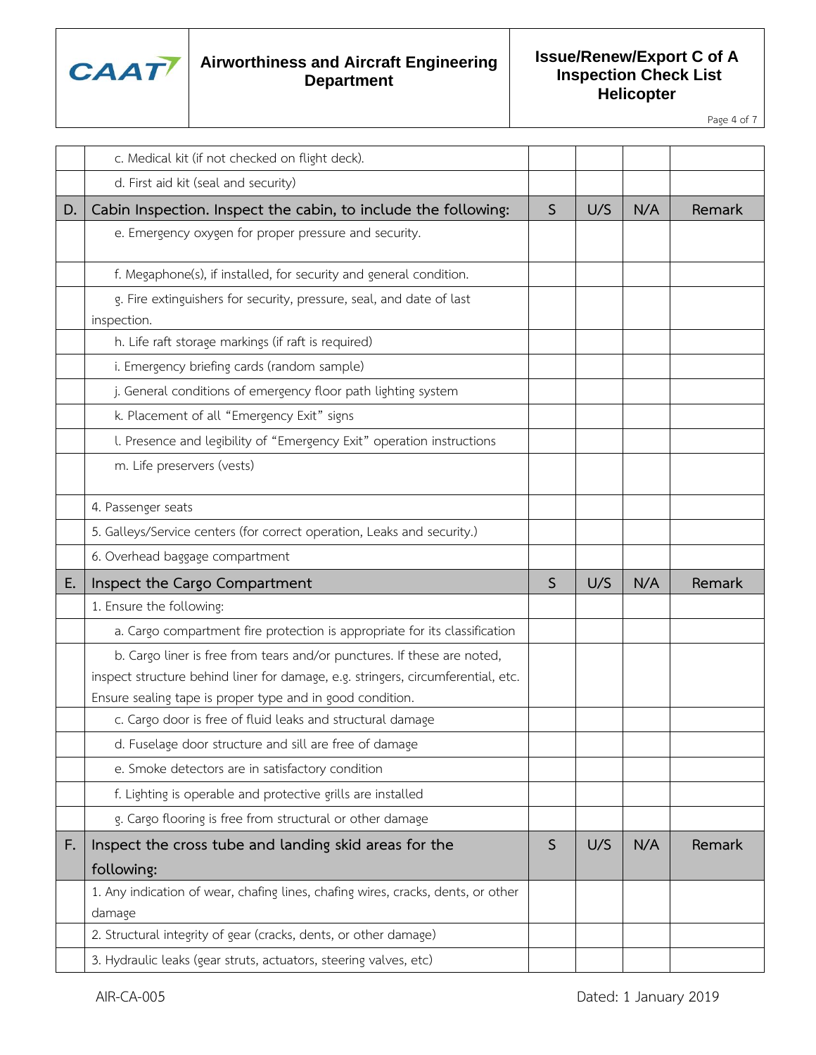|  |  |  |  |  |  |
|---|---|---|---|---|---|
|  | c. Medical kit (if not checked on flight deck). |  |  |  |  |
|  | d. First aid kit (seal and security) |  |  |  |  |
| **D.** | **Cabin Inspection. Inspect the cabin, to include the following:** | **S** | **U/S** | **N/A** | **Remark** |
|  | e. Emergency oxygen for proper pressure and security. |  |  |  |  |
|  | f. Megaphone(s), if installed, for security and general condition. |  |  |  |  |
|  | g. Fire extinguishers for security, pressure, seal, and date of last inspection. |  |  |  |  |
|  | h. Life raft storage markings (if raft is required) |  |  |  |  |
|  | i. Emergency briefing cards (random sample) |  |  |  |  |
|  | j. General conditions of emergency floor path lighting system |  |  |  |  |
|  | k. Placement of all "Emergency Exit" signs |  |  |  |  |
|  | l. Presence and legibility of "Emergency Exit" operation instructions |  |  |  |  |
|  | m. Life preservers (vests) |  |  |  |  |
|  | 4. Passenger seats |  |  |  |  |
|  | 5. Galleys/Service centers (for correct operation, Leaks and security.) |  |  |  |  |
|  | 6. Overhead baggage compartment |  |  |  |  |
| **E.** | **Inspect the Cargo Compartment** | **S** | **U/S** | **N/A** | **Remark** |
|  | 1. Ensure the following: |  |  |  |  |
|  | a. Cargo compartment fire protection is appropriate for its classification |  |  |  |  |
|  | b. Cargo liner is free from tears and/or punctures. If these are noted, inspect structure behind liner for damage, e.g. stringers, circumferential, etc. Ensure sealing tape is proper type and in good condition. |  |  |  |  |
|  | c. Cargo door is free of fluid leaks and structural damage |  |  |  |  |
|  | d. Fuselage door structure and sill are free of damage |  |  |  |  |
|  | e. Smoke detectors are in satisfactory condition |  |  |  |  |
|  | f. Lighting is operable and protective grills are installed |  |  |  |  |
|  | g. Cargo flooring is free from structural or other damage |  |  |  |  |
| **F.** | **Inspect the cross tube and landing skid areas for the following:** | **S** | **U/S** | **N/A** | **Remark** |
|  | 1. Any indication of wear, chafing lines, chafing wires, cracks, dents, or other damage |  |  |  |  |
|  | 2. Structural integrity of gear (cracks, dents, or other damage) |  |  |  |  |
|  | 3. Hydraulic leaks (gear struts, actuators, steering valves, etc) |  |  |  |  |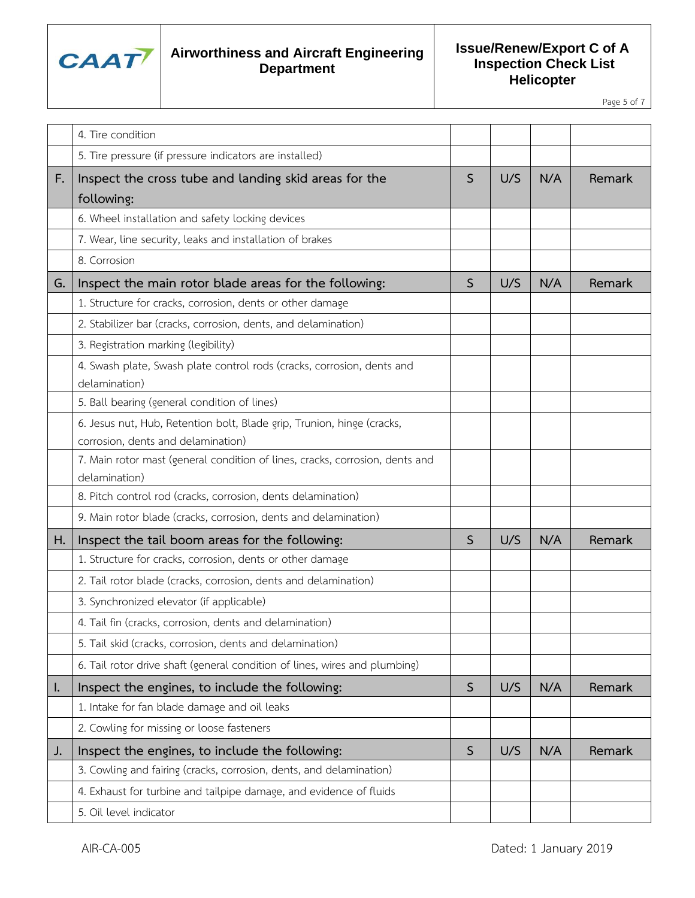|  |  |  |  |  |  |
|---|---|---|---|---|---|
|  | 4. Tire condition |  |  |  |  |
|  | 5. Tire pressure (if pressure indicators are installed) |  |  |  |  |
| F. | Inspect the cross tube and landing skid areas for the following: | S | U/S | N/A | Remark |
|  | 6. Wheel installation and safety locking devices |  |  |  |  |
|  | 7. Wear, line security, leaks and installation of brakes |  |  |  |  |
|  | 8. Corrosion |  |  |  |  |
| G. | Inspect the main rotor blade areas for the following: | S | U/S | N/A | Remark |
|  | 1. Structure for cracks, corrosion, dents or other damage |  |  |  |  |
|  | 2. Stabilizer bar (cracks, corrosion, dents, and delamination) |  |  |  |  |
|  | 3. Registration marking (legibility) |  |  |  |  |
|  | 4. Swash plate, Swash plate control rods (cracks, corrosion, dents and delamination) |  |  |  |  |
|  | 5. Ball bearing (general condition of lines) |  |  |  |  |
|  | 6. Jesus nut, Hub, Retention bolt, Blade grip, Trunion, hinge (cracks, corrosion, dents and delamination) |  |  |  |  |
|  | 7. Main rotor mast (general condition of lines, cracks, corrosion, dents and delamination) |  |  |  |  |
|  | 8. Pitch control rod (cracks, corrosion, dents delamination) |  |  |  |  |
|  | 9. Main rotor blade (cracks, corrosion, dents and delamination) |  |  |  |  |
| H. | Inspect the tail boom areas for the following: | S | U/S | N/A | Remark |
|  | 1. Structure for cracks, corrosion, dents or other damage |  |  |  |  |
|  | 2. Tail rotor blade (cracks, corrosion, dents and delamination) |  |  |  |  |
|  | 3. Synchronized elevator (if applicable) |  |  |  |  |
|  | 4. Tail fin (cracks, corrosion, dents and delamination) |  |  |  |  |
|  | 5. Tail skid (cracks, corrosion, dents and delamination) |  |  |  |  |
|  | 6. Tail rotor drive shaft (general condition of lines, wires and plumbing) |  |  |  |  |
| I. | Inspect the engines, to include the following: | S | U/S | N/A | Remark |
|  | 1. Intake for fan blade damage and oil leaks |  |  |  |  |
|  | 2. Cowling for missing or loose fasteners |  |  |  |  |
| J. | Inspect the engines, to include the following: | S | U/S | N/A | Remark |
|  | 3. Cowling and fairing (cracks, corrosion, dents, and delamination) |  |  |  |  |
|  | 4. Exhaust for turbine and tailpipe damage, and evidence of fluids |  |  |  |  |
|  | 5. Oil level indicator |  |  |  |  |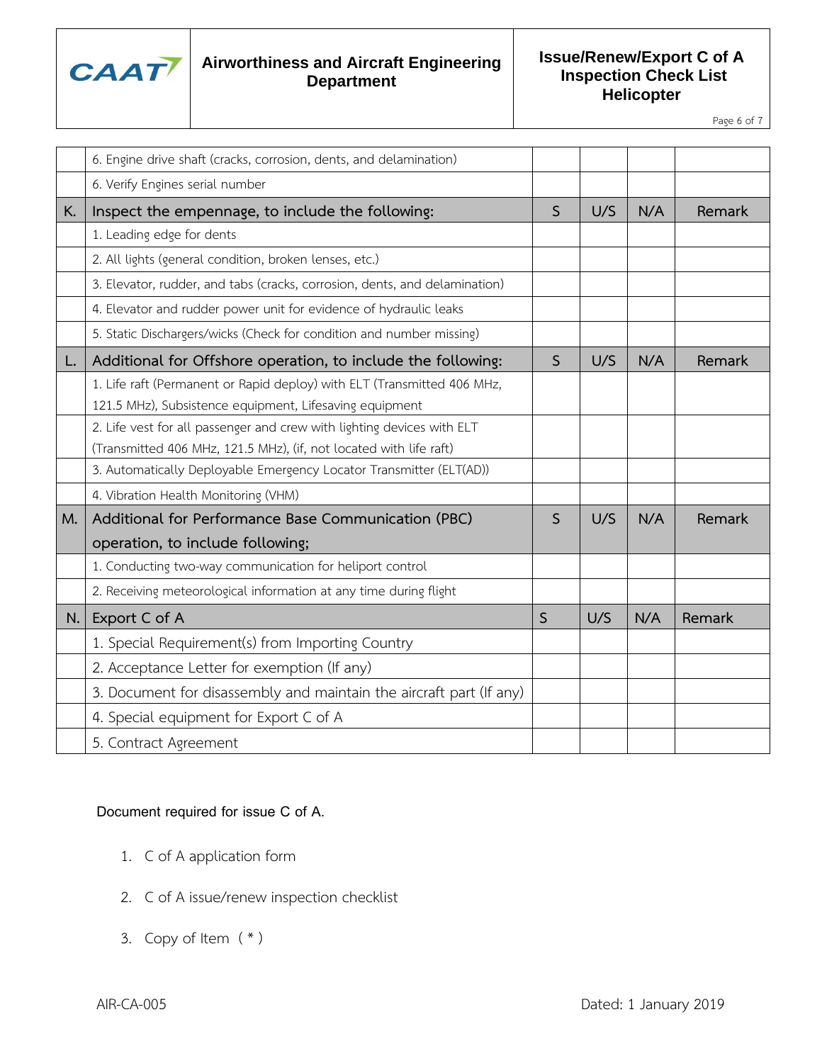| | | | | | |
|---|---|---|---|---|---|
| | 6. Engine drive shaft (cracks, corrosion, dents, and delamination) | | | | |
| | 6. Verify Engines serial number | | | | |
| K. | Inspect the empennage, to include the following: | S | U/S | N/A | Remark |
| | 1. Leading edge for dents | | | | |
| | 2. All lights (general condition, broken lenses, etc.) | | | | |
| | 3. Elevator, rudder, and tabs (cracks, corrosion, dents, and delamination) | | | | |
| | 4. Elevator and rudder power unit for evidence of hydraulic leaks | | | | |
| | 5. Static Dischargers/wicks (Check for condition and number missing) | | | | |
| L. | Additional for Offshore operation, to include the following: | S | U/S | N/A | Remark |
| | 1. Life raft (Permanent or Rapid deploy) with ELT (Transmitted 406 MHz, 121.5 MHz), Subsistence equipment, Lifesaving equipment | | | | |
| | 2. Life vest for all passenger and crew with lighting devices with ELT (Transmitted 406 MHz, 121.5 MHz), (if, not located with life raft) | | | | |
| | 3. Automatically Deployable Emergency Locator Transmitter (ELT(AD)) | | | | |
| | 4. Vibration Health Monitoring (VHM) | | | | |
| M. | Additional for Performance Base Communication (PBC) operation, to include following; | S | U/S | N/A | Remark |
| | 1. Conducting two-way communication for heliport control | | | | |
| | 2. Receiving meteorological information at any time during flight | | | | |
| N. | Export C of A | S | U/S | N/A | Remark |
| | 1. Special Requirement(s) from Importing Country | | | | |
| | 2. Acceptance Letter for exemption (If any) | | | | |
| | 3. Document for disassembly and maintain the aircraft part (If any) | | | | |
| | 4. Special equipment for Export C of A | | | | |
| | 5. Contract Agreement | | | | |

Document required for issue C of A.

1. C of A application form
2. C of A issue/renew inspection checklist
3. Copy of Item ( * )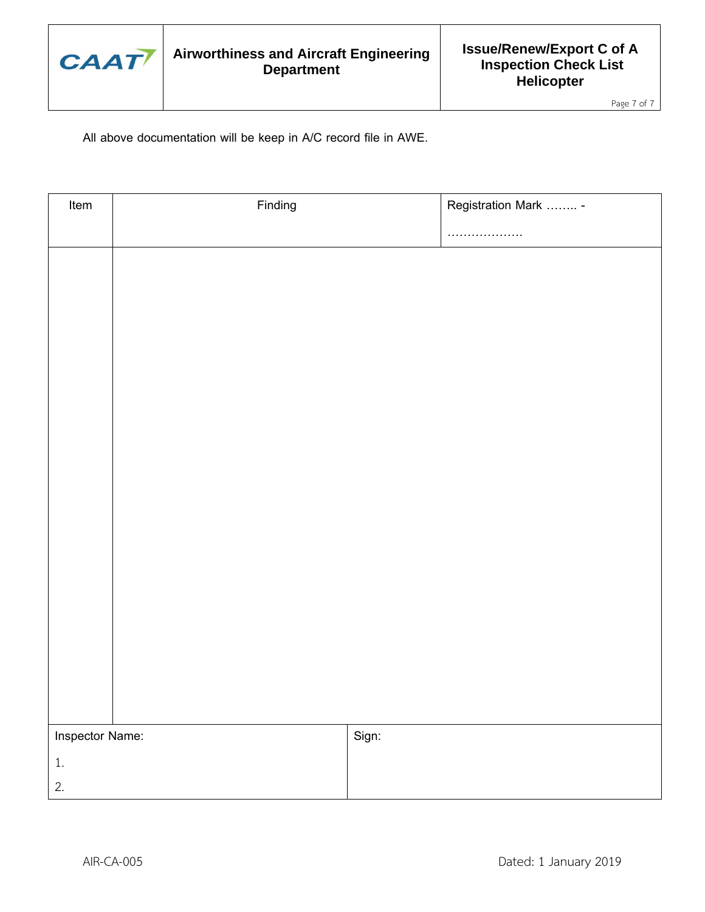All above documentation will be keep in A/C record file in AWE.

| Item | Finding | Registration Mark …….. - ……………… |
|---|---|---|
| | | |

| Inspector Name: 1. 2. | Sign: |
|---|---|

AIR-CA-005

Dated: 1 January 2019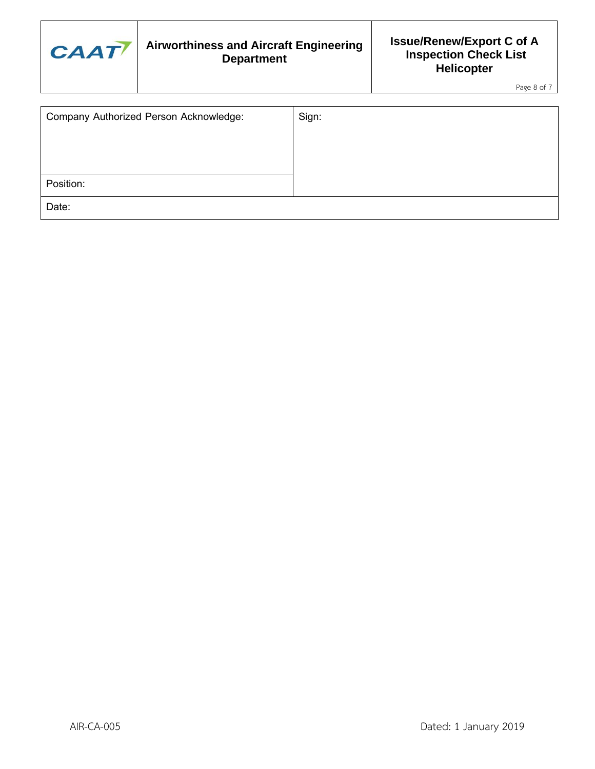| | |
|---|---|
| Company Authorized Person Acknowledge: | Sign: |
| Position: | |
| Date: | |